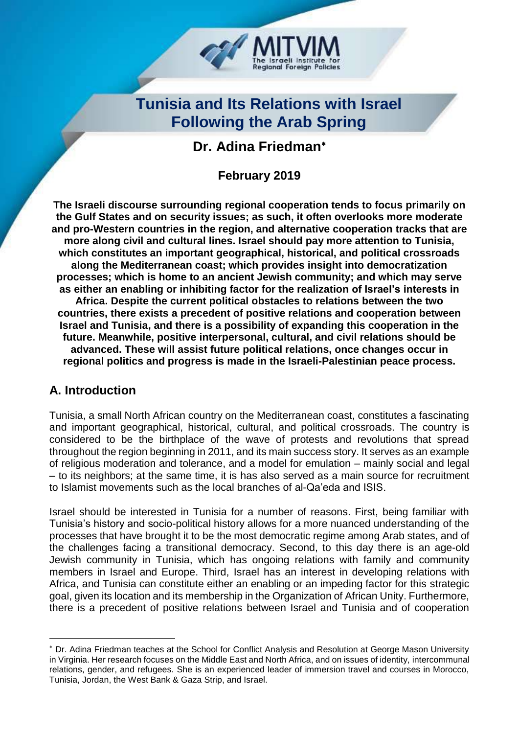# Tunisia and Its Relations with Israel Following the Arab Spring

## Dr. Adina Friedman*

**February 2019**

**The Israeli discourse surrounding regional cooperation tends to focus primarily on the Gulf States and on security issues; as such, it often overlooks more moderate and pro-Western countries in the region, and alternative cooperation tracks that are more along civil and cultural lines. Israel should pay more attention to Tunisia, which constitutes an important geographical, historical, and political crossroads along the Mediterranean coast; which provides insight into democratization processes; which is home to an ancient Jewish community; and which may serve as either an enabling or inhibiting factor for the realization of Israel's interests in Africa. Despite the current political obstacles to relations between the two countries, there exists a precedent of positive relations and cooperation between Israel and Tunisia, and there is a possibility of expanding this cooperation in the future. Meanwhile, positive interpersonal, cultural, and civil relations should be advanced. These will assist future political relations, once changes occur in regional politics and progress is made in the Israeli-Palestinian peace process.**

## A. Introduction

Tunisia, a small North African country on the Mediterranean coast, constitutes a fascinating and important geographical, historical, cultural, and political crossroads. The country is considered to be the birthplace of the wave of protests and revolutions that spread throughout the region beginning in 2011, and its main success story. It serves as an example of religious moderation and tolerance, and a model for emulation – mainly social and legal – to its neighbors; at the same time, it is has also served as a main source for recruitment to Islamist movements such as the local branches of al-Qa'eda and ISIS.

Israel should be interested in Tunisia for a number of reasons. First, being familiar with Tunisia's history and socio-political history allows for a more nuanced understanding of the processes that have brought it to be the most democratic regime among Arab states, and of the challenges facing a transitional democracy. Second, to this day there is an age-old Jewish community in Tunisia, which has ongoing relations with family and community members in Israel and Europe. Third, Israel has an interest in developing relations with Africa, and Tunisia can constitute either an enabling or an impeding factor for this strategic goal, given its location and its membership in the Organization of African Unity. Furthermore, there is a precedent of positive relations between Israel and Tunisia and of cooperation

---

* Dr. Adina Friedman teaches at the School for Conflict Analysis and Resolution at George Mason University in Virginia. Her research focuses on the Middle East and North Africa, and on issues of identity, intercommunal relations, gender, and refugees. She is an experienced leader of immersion travel and courses in Morocco, Tunisia, Jordan, the West Bank & Gaza Strip, and Israel.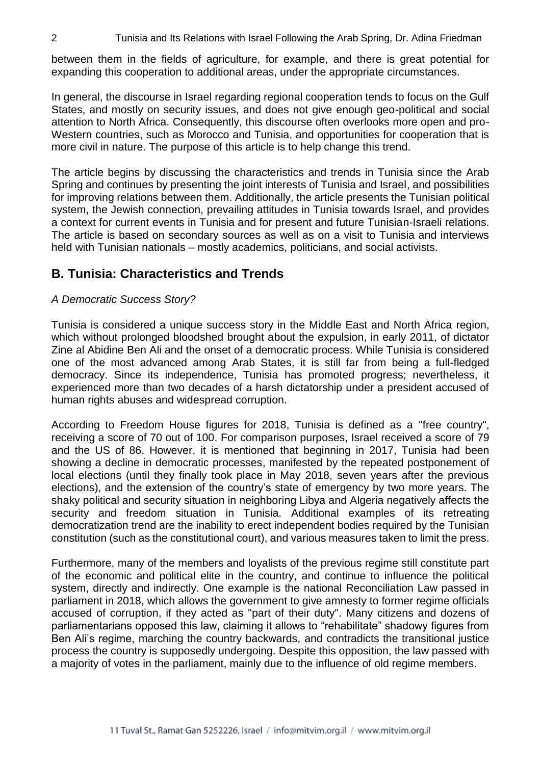between them in the fields of agriculture, for example, and there is great potential for expanding this cooperation to additional areas, under the appropriate circumstances.

In general, the discourse in Israel regarding regional cooperation tends to focus on the Gulf States, and mostly on security issues, and does not give enough geo-political and social attention to North Africa. Consequently, this discourse often overlooks more open and pro-Western countries, such as Morocco and Tunisia, and opportunities for cooperation that is more civil in nature. The purpose of this article is to help change this trend.

The article begins by discussing the characteristics and trends in Tunisia since the Arab Spring and continues by presenting the joint interests of Tunisia and Israel, and possibilities for improving relations between them. Additionally, the article presents the Tunisian political system, the Jewish connection, prevailing attitudes in Tunisia towards Israel, and provides a context for current events in Tunisia and for present and future Tunisian-Israeli relations. The article is based on secondary sources as well as on a visit to Tunisia and interviews held with Tunisian nationals – mostly academics, politicians, and social activists.

## B. Tunisia: Characteristics and Trends

*A Democratic Success Story?*

Tunisia is considered a unique success story in the Middle East and North Africa region, which without prolonged bloodshed brought about the expulsion, in early 2011, of dictator Zine al Abidine Ben Ali and the onset of a democratic process. While Tunisia is considered one of the most advanced among Arab States, it is still far from being a full-fledged democracy. Since its independence, Tunisia has promoted progress; nevertheless, it experienced more than two decades of a harsh dictatorship under a president accused of human rights abuses and widespread corruption.

According to Freedom House figures for 2018, Tunisia is defined as a "free country", receiving a score of 70 out of 100. For comparison purposes, Israel received a score of 79 and the US of 86. However, it is mentioned that beginning in 2017, Tunisia had been showing a decline in democratic processes, manifested by the repeated postponement of local elections (until they finally took place in May 2018, seven years after the previous elections), and the extension of the country's state of emergency by two more years. The shaky political and security situation in neighboring Libya and Algeria negatively affects the security and freedom situation in Tunisia. Additional examples of its retreating democratization trend are the inability to erect independent bodies required by the Tunisian constitution (such as the constitutional court), and various measures taken to limit the press.

Furthermore, many of the members and loyalists of the previous regime still constitute part of the economic and political elite in the country, and continue to influence the political system, directly and indirectly. One example is the national Reconciliation Law passed in parliament in 2018, which allows the government to give amnesty to former regime officials accused of corruption, if they acted as "part of their duty". Many citizens and dozens of parliamentarians opposed this law, claiming it allows to "rehabilitate" shadowy figures from Ben Ali's regime, marching the country backwards, and contradicts the transitional justice process the country is supposedly undergoing. Despite this opposition, the law passed with a majority of votes in the parliament, mainly due to the influence of old regime members.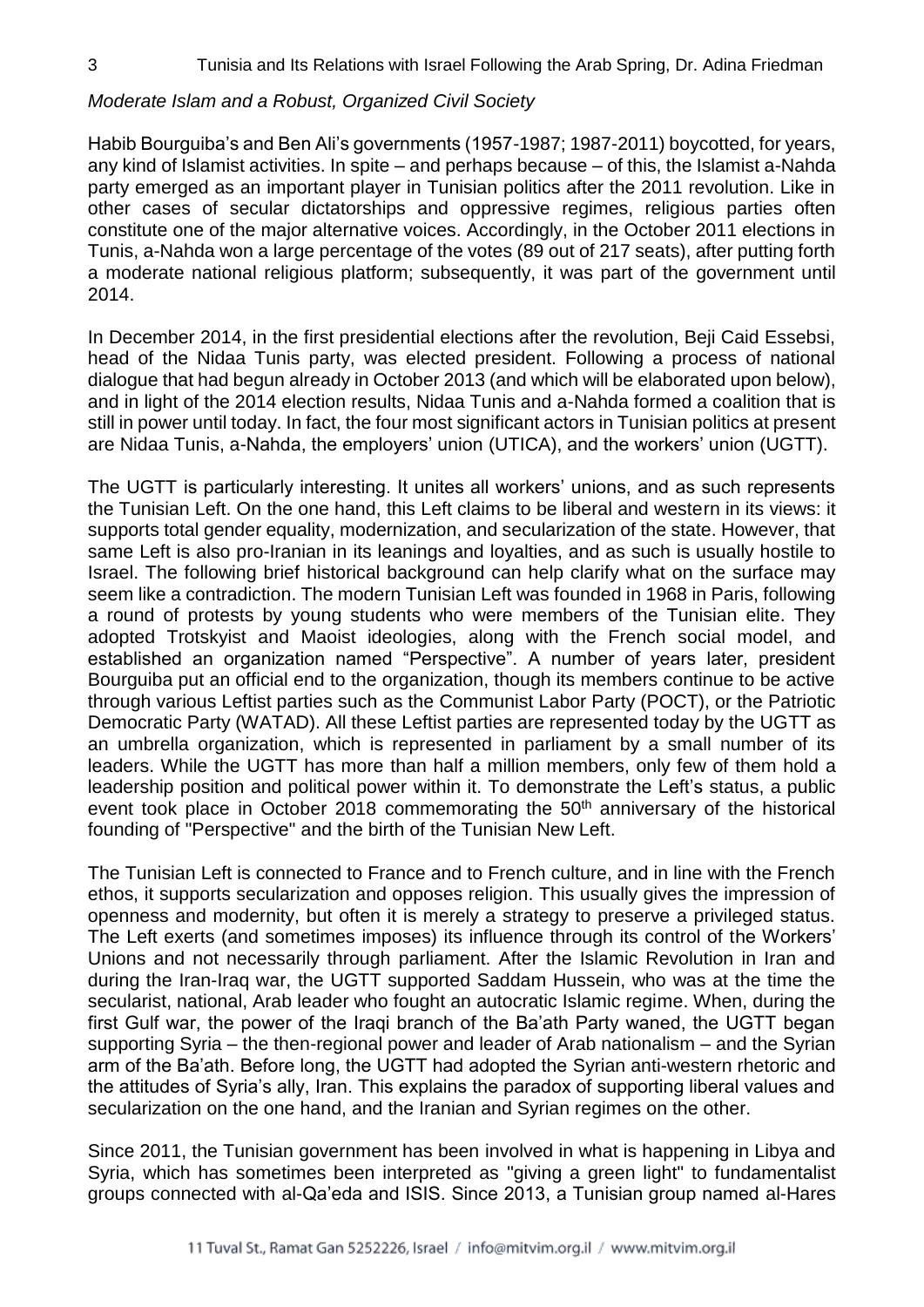*Moderate Islam and a Robust, Organized Civil Society*

Habib Bourguiba's and Ben Ali's governments (1957-1987; 1987-2011) boycotted, for years, any kind of Islamist activities. In spite – and perhaps because – of this, the Islamist a-Nahda party emerged as an important player in Tunisian politics after the 2011 revolution. Like in other cases of secular dictatorships and oppressive regimes, religious parties often constitute one of the major alternative voices. Accordingly, in the October 2011 elections in Tunis, a-Nahda won a large percentage of the votes (89 out of 217 seats), after putting forth a moderate national religious platform; subsequently, it was part of the government until 2014.

In December 2014, in the first presidential elections after the revolution, Beji Caid Essebsi, head of the Nidaa Tunis party, was elected president. Following a process of national dialogue that had begun already in October 2013 (and which will be elaborated upon below), and in light of the 2014 election results, Nidaa Tunis and a-Nahda formed a coalition that is still in power until today. In fact, the four most significant actors in Tunisian politics at present are Nidaa Tunis, a-Nahda, the employers' union (UTICA), and the workers' union (UGTT).

The UGTT is particularly interesting. It unites all workers' unions, and as such represents the Tunisian Left. On the one hand, this Left claims to be liberal and western in its views: it supports total gender equality, modernization, and secularization of the state. However, that same Left is also pro-Iranian in its leanings and loyalties, and as such is usually hostile to Israel. The following brief historical background can help clarify what on the surface may seem like a contradiction. The modern Tunisian Left was founded in 1968 in Paris, following a round of protests by young students who were members of the Tunisian elite. They adopted Trotskyist and Maoist ideologies, along with the French social model, and established an organization named "Perspective". A number of years later, president Bourguiba put an official end to the organization, though its members continue to be active through various Leftist parties such as the Communist Labor Party (POCT), or the Patriotic Democratic Party (WATAD). All these Leftist parties are represented today by the UGTT as an umbrella organization, which is represented in parliament by a small number of its leaders. While the UGTT has more than half a million members, only few of them hold a leadership position and political power within it. To demonstrate the Left's status, a public event took place in October 2018 commemorating the 50th anniversary of the historical founding of "Perspective" and the birth of the Tunisian New Left.

The Tunisian Left is connected to France and to French culture, and in line with the French ethos, it supports secularization and opposes religion. This usually gives the impression of openness and modernity, but often it is merely a strategy to preserve a privileged status. The Left exerts (and sometimes imposes) its influence through its control of the Workers' Unions and not necessarily through parliament. After the Islamic Revolution in Iran and during the Iran-Iraq war, the UGTT supported Saddam Hussein, who was at the time the secularist, national, Arab leader who fought an autocratic Islamic regime. When, during the first Gulf war, the power of the Iraqi branch of the Ba'ath Party waned, the UGTT began supporting Syria – the then-regional power and leader of Arab nationalism – and the Syrian arm of the Ba'ath. Before long, the UGTT had adopted the Syrian anti-western rhetoric and the attitudes of Syria's ally, Iran. This explains the paradox of supporting liberal values and secularization on the one hand, and the Iranian and Syrian regimes on the other.

Since 2011, the Tunisian government has been involved in what is happening in Libya and Syria, which has sometimes been interpreted as "giving a green light" to fundamentalist groups connected with al-Qa'eda and ISIS. Since 2013, a Tunisian group named al-Hares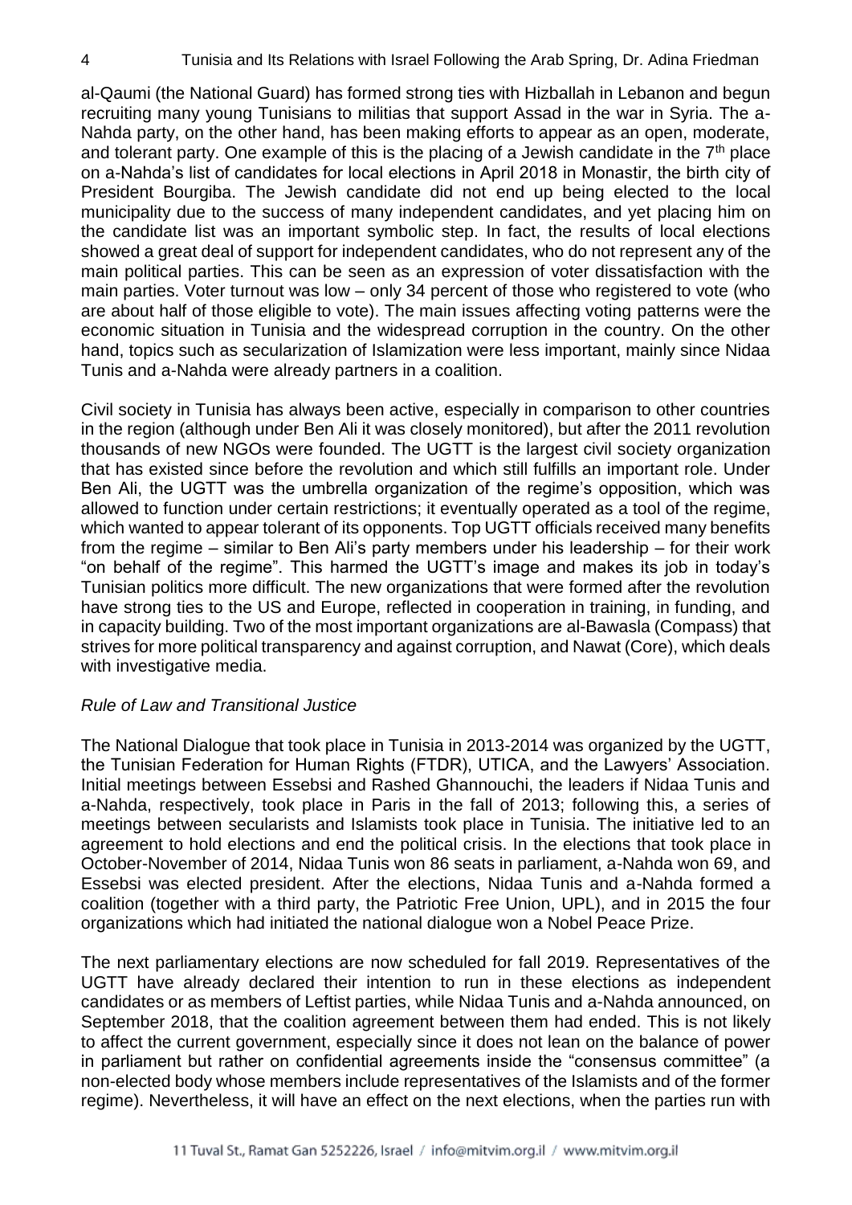al-Qaumi (the National Guard) has formed strong ties with Hizballah in Lebanon and begun recruiting many young Tunisians to militias that support Assad in the war in Syria. The a-Nahda party, on the other hand, has been making efforts to appear as an open, moderate, and tolerant party. One example of this is the placing of a Jewish candidate in the 7th place on a-Nahda's list of candidates for local elections in April 2018 in Monastir, the birth city of President Bourgiba. The Jewish candidate did not end up being elected to the local municipality due to the success of many independent candidates, and yet placing him on the candidate list was an important symbolic step. In fact, the results of local elections showed a great deal of support for independent candidates, who do not represent any of the main political parties. This can be seen as an expression of voter dissatisfaction with the main parties. Voter turnout was low – only 34 percent of those who registered to vote (who are about half of those eligible to vote). The main issues affecting voting patterns were the economic situation in Tunisia and the widespread corruption in the country. On the other hand, topics such as secularization of Islamization were less important, mainly since Nidaa Tunis and a-Nahda were already partners in a coalition.

Civil society in Tunisia has always been active, especially in comparison to other countries in the region (although under Ben Ali it was closely monitored), but after the 2011 revolution thousands of new NGOs were founded. The UGTT is the largest civil society organization that has existed since before the revolution and which still fulfills an important role. Under Ben Ali, the UGTT was the umbrella organization of the regime's opposition, which was allowed to function under certain restrictions; it eventually operated as a tool of the regime, which wanted to appear tolerant of its opponents. Top UGTT officials received many benefits from the regime – similar to Ben Ali's party members under his leadership – for their work "on behalf of the regime". This harmed the UGTT's image and makes its job in today's Tunisian politics more difficult. The new organizations that were formed after the revolution have strong ties to the US and Europe, reflected in cooperation in training, in funding, and in capacity building. Two of the most important organizations are al-Bawasla (Compass) that strives for more political transparency and against corruption, and Nawat (Core), which deals with investigative media.

*Rule of Law and Transitional Justice*

The National Dialogue that took place in Tunisia in 2013-2014 was organized by the UGTT, the Tunisian Federation for Human Rights (FTDR), UTICA, and the Lawyers' Association. Initial meetings between Essebsi and Rashed Ghannouchi, the leaders if Nidaa Tunis and a-Nahda, respectively, took place in Paris in the fall of 2013; following this, a series of meetings between secularists and Islamists took place in Tunisia. The initiative led to an agreement to hold elections and end the political crisis. In the elections that took place in October-November of 2014, Nidaa Tunis won 86 seats in parliament, a-Nahda won 69, and Essebsi was elected president. After the elections, Nidaa Tunis and a-Nahda formed a coalition (together with a third party, the Patriotic Free Union, UPL), and in 2015 the four organizations which had initiated the national dialogue won a Nobel Peace Prize.

The next parliamentary elections are now scheduled for fall 2019. Representatives of the UGTT have already declared their intention to run in these elections as independent candidates or as members of Leftist parties, while Nidaa Tunis and a-Nahda announced, on September 2018, that the coalition agreement between them had ended. This is not likely to affect the current government, especially since it does not lean on the balance of power in parliament but rather on confidential agreements inside the "consensus committee" (a non-elected body whose members include representatives of the Islamists and of the former regime). Nevertheless, it will have an effect on the next elections, when the parties run with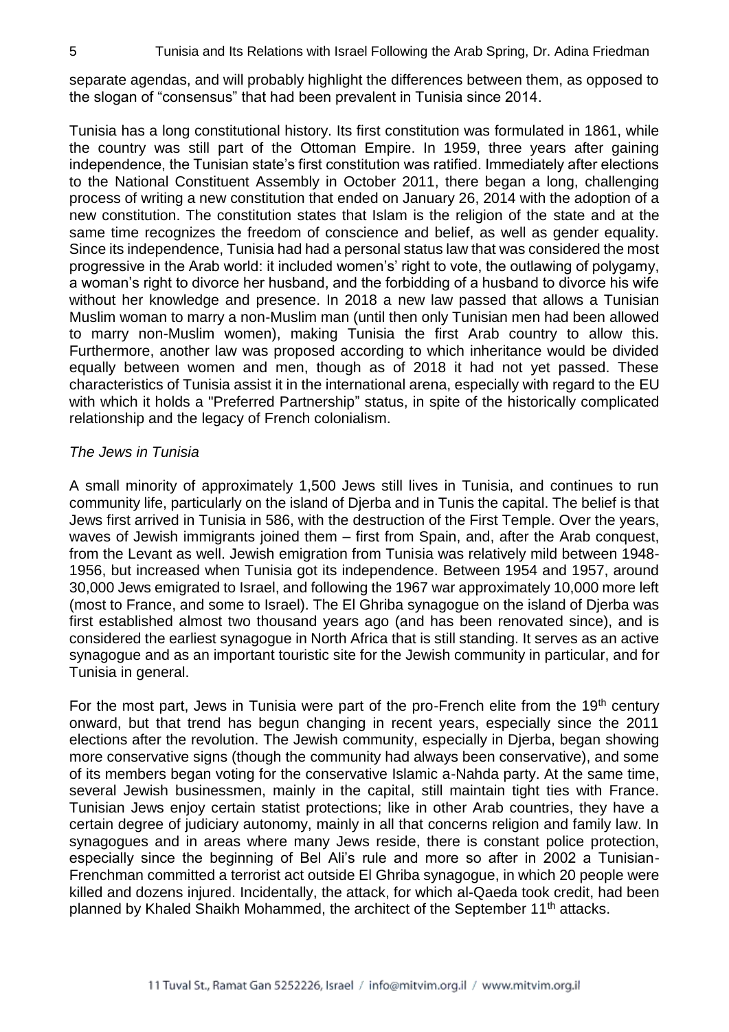separate agendas, and will probably highlight the differences between them, as opposed to the slogan of "consensus" that had been prevalent in Tunisia since 2014.

Tunisia has a long constitutional history. Its first constitution was formulated in 1861, while the country was still part of the Ottoman Empire. In 1959, three years after gaining independence, the Tunisian state's first constitution was ratified. Immediately after elections to the National Constituent Assembly in October 2011, there began a long, challenging process of writing a new constitution that ended on January 26, 2014 with the adoption of a new constitution. The constitution states that Islam is the religion of the state and at the same time recognizes the freedom of conscience and belief, as well as gender equality. Since its independence, Tunisia had had a personal status law that was considered the most progressive in the Arab world: it included women's' right to vote, the outlawing of polygamy, a woman's right to divorce her husband, and the forbidding of a husband to divorce his wife without her knowledge and presence. In 2018 a new law passed that allows a Tunisian Muslim woman to marry a non-Muslim man (until then only Tunisian men had been allowed to marry non-Muslim women), making Tunisia the first Arab country to allow this. Furthermore, another law was proposed according to which inheritance would be divided equally between women and men, though as of 2018 it had not yet passed. These characteristics of Tunisia assist it in the international arena, especially with regard to the EU with which it holds a "Preferred Partnership" status, in spite of the historically complicated relationship and the legacy of French colonialism.

*The Jews in Tunisia*

A small minority of approximately 1,500 Jews still lives in Tunisia, and continues to run community life, particularly on the island of Djerba and in Tunis the capital. The belief is that Jews first arrived in Tunisia in 586, with the destruction of the First Temple. Over the years, waves of Jewish immigrants joined them – first from Spain, and, after the Arab conquest, from the Levant as well. Jewish emigration from Tunisia was relatively mild between 1948-1956, but increased when Tunisia got its independence. Between 1954 and 1957, around 30,000 Jews emigrated to Israel, and following the 1967 war approximately 10,000 more left (most to France, and some to Israel). The El Ghriba synagogue on the island of Djerba was first established almost two thousand years ago (and has been renovated since), and is considered the earliest synagogue in North Africa that is still standing. It serves as an active synagogue and as an important touristic site for the Jewish community in particular, and for Tunisia in general.

For the most part, Jews in Tunisia were part of the pro-French elite from the 19th century onward, but that trend has begun changing in recent years, especially since the 2011 elections after the revolution. The Jewish community, especially in Djerba, began showing more conservative signs (though the community had always been conservative), and some of its members began voting for the conservative Islamic a-Nahda party. At the same time, several Jewish businessmen, mainly in the capital, still maintain tight ties with France. Tunisian Jews enjoy certain statist protections; like in other Arab countries, they have a certain degree of judiciary autonomy, mainly in all that concerns religion and family law. In synagogues and in areas where many Jews reside, there is constant police protection, especially since the beginning of Bel Ali's rule and more so after in 2002 a Tunisian-Frenchman committed a terrorist act outside El Ghriba synagogue, in which 20 people were killed and dozens injured. Incidentally, the attack, for which al-Qaeda took credit, had been planned by Khaled Shaikh Mohammed, the architect of the September 11th attacks.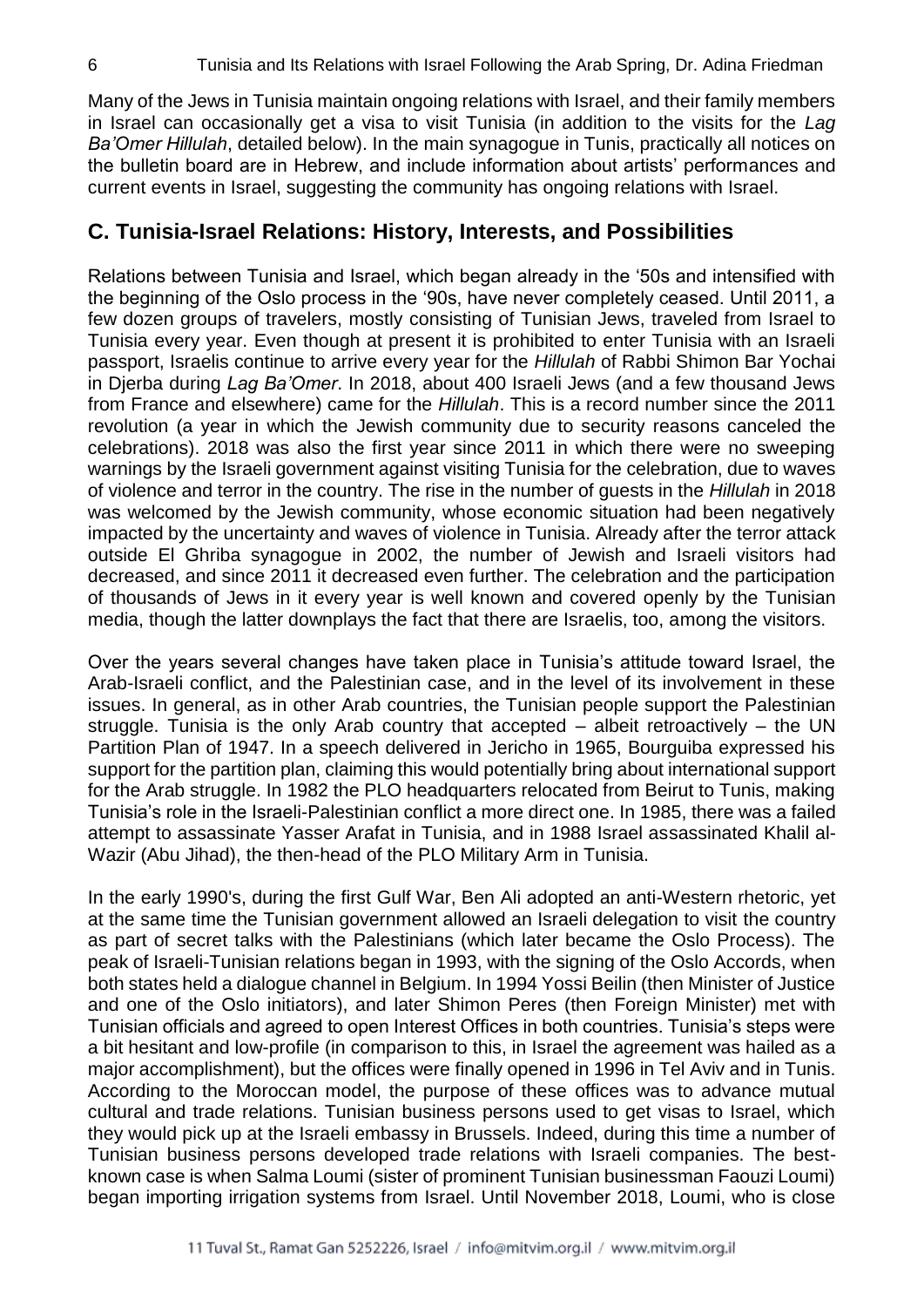Many of the Jews in Tunisia maintain ongoing relations with Israel, and their family members in Israel can occasionally get a visa to visit Tunisia (in addition to the visits for the *Lag Ba'Omer Hillulah*, detailed below). In the main synagogue in Tunis, practically all notices on the bulletin board are in Hebrew, and include information about artists' performances and current events in Israel, suggesting the community has ongoing relations with Israel.

## C. Tunisia-Israel Relations: History, Interests, and Possibilities

Relations between Tunisia and Israel, which began already in the '50s and intensified with the beginning of the Oslo process in the '90s, have never completely ceased. Until 2011, a few dozen groups of travelers, mostly consisting of Tunisian Jews, traveled from Israel to Tunisia every year. Even though at present it is prohibited to enter Tunisia with an Israeli passport, Israelis continue to arrive every year for the *Hillulah* of Rabbi Shimon Bar Yochai in Djerba during *Lag Ba'Omer*. In 2018, about 400 Israeli Jews (and a few thousand Jews from France and elsewhere) came for the *Hillulah*. This is a record number since the 2011 revolution (a year in which the Jewish community due to security reasons canceled the celebrations). 2018 was also the first year since 2011 in which there were no sweeping warnings by the Israeli government against visiting Tunisia for the celebration, due to waves of violence and terror in the country. The rise in the number of guests in the *Hillulah* in 2018 was welcomed by the Jewish community, whose economic situation had been negatively impacted by the uncertainty and waves of violence in Tunisia. Already after the terror attack outside El Ghriba synagogue in 2002, the number of Jewish and Israeli visitors had decreased, and since 2011 it decreased even further. The celebration and the participation of thousands of Jews in it every year is well known and covered openly by the Tunisian media, though the latter downplays the fact that there are Israelis, too, among the visitors.

Over the years several changes have taken place in Tunisia's attitude toward Israel, the Arab-Israeli conflict, and the Palestinian case, and in the level of its involvement in these issues. In general, as in other Arab countries, the Tunisian people support the Palestinian struggle. Tunisia is the only Arab country that accepted – albeit retroactively – the UN Partition Plan of 1947. In a speech delivered in Jericho in 1965, Bourguiba expressed his support for the partition plan, claiming this would potentially bring about international support for the Arab struggle. In 1982 the PLO headquarters relocated from Beirut to Tunis, making Tunisia's role in the Israeli-Palestinian conflict a more direct one. In 1985, there was a failed attempt to assassinate Yasser Arafat in Tunisia, and in 1988 Israel assassinated Khalil al-Wazir (Abu Jihad), the then-head of the PLO Military Arm in Tunisia.

In the early 1990's, during the first Gulf War, Ben Ali adopted an anti-Western rhetoric, yet at the same time the Tunisian government allowed an Israeli delegation to visit the country as part of secret talks with the Palestinians (which later became the Oslo Process). The peak of Israeli-Tunisian relations began in 1993, with the signing of the Oslo Accords, when both states held a dialogue channel in Belgium. In 1994 Yossi Beilin (then Minister of Justice and one of the Oslo initiators), and later Shimon Peres (then Foreign Minister) met with Tunisian officials and agreed to open Interest Offices in both countries. Tunisia's steps were a bit hesitant and low-profile (in comparison to this, in Israel the agreement was hailed as a major accomplishment), but the offices were finally opened in 1996 in Tel Aviv and in Tunis. According to the Moroccan model, the purpose of these offices was to advance mutual cultural and trade relations. Tunisian business persons used to get visas to Israel, which they would pick up at the Israeli embassy in Brussels. Indeed, during this time a number of Tunisian business persons developed trade relations with Israeli companies. The best-known case is when Salma Loumi (sister of prominent Tunisian businessman Faouzi Loumi) began importing irrigation systems from Israel. Until November 2018, Loumi, who is close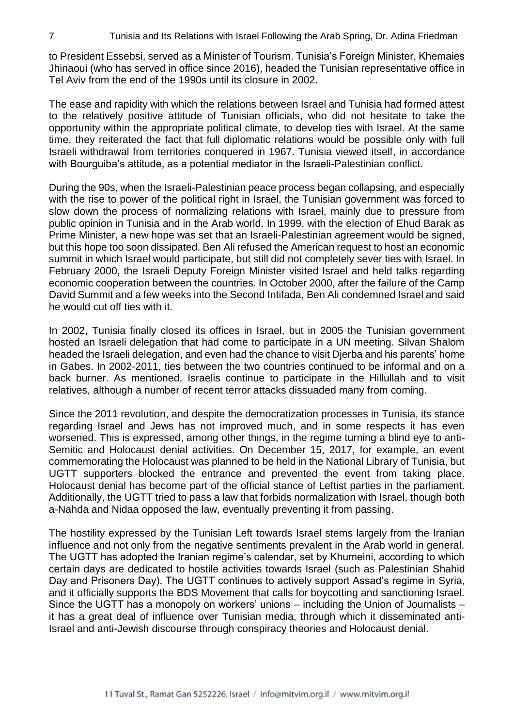to President Essebsi, served as a Minister of Tourism. Tunisia's Foreign Minister, Khemaies Jhinaoui (who has served in office since 2016), headed the Tunisian representative office in Tel Aviv from the end of the 1990s until its closure in 2002.

The ease and rapidity with which the relations between Israel and Tunisia had formed attest to the relatively positive attitude of Tunisian officials, who did not hesitate to take the opportunity within the appropriate political climate, to develop ties with Israel. At the same time, they reiterated the fact that full diplomatic relations would be possible only with full Israeli withdrawal from territories conquered in 1967. Tunisia viewed itself, in accordance with Bourguiba's attitude, as a potential mediator in the Israeli-Palestinian conflict.

During the 90s, when the Israeli-Palestinian peace process began collapsing, and especially with the rise to power of the political right in Israel, the Tunisian government was forced to slow down the process of normalizing relations with Israel, mainly due to pressure from public opinion in Tunisia and in the Arab world. In 1999, with the election of Ehud Barak as Prime Minister, a new hope was set that an Israeli-Palestinian agreement would be signed, but this hope too soon dissipated. Ben Ali refused the American request to host an economic summit in which Israel would participate, but still did not completely sever ties with Israel. In February 2000, the Israeli Deputy Foreign Minister visited Israel and held talks regarding economic cooperation between the countries. In October 2000, after the failure of the Camp David Summit and a few weeks into the Second Intifada, Ben Ali condemned Israel and said he would cut off ties with it.

In 2002, Tunisia finally closed its offices in Israel, but in 2005 the Tunisian government hosted an Israeli delegation that had come to participate in a UN meeting. Silvan Shalom headed the Israeli delegation, and even had the chance to visit Djerba and his parents' home in Gabes. In 2002-2011, ties between the two countries continued to be informal and on a back burner. As mentioned, Israelis continue to participate in the Hillullah and to visit relatives, although a number of recent terror attacks dissuaded many from coming.

Since the 2011 revolution, and despite the democratization processes in Tunisia, its stance regarding Israel and Jews has not improved much, and in some respects it has even worsened. This is expressed, among other things, in the regime turning a blind eye to anti-Semitic and Holocaust denial activities. On December 15, 2017, for example, an event commemorating the Holocaust was planned to be held in the National Library of Tunisia, but UGTT supporters blocked the entrance and prevented the event from taking place. Holocaust denial has become part of the official stance of Leftist parties in the parliament. Additionally, the UGTT tried to pass a law that forbids normalization with Israel, though both a-Nahda and Nidaa opposed the law, eventually preventing it from passing.

The hostility expressed by the Tunisian Left towards Israel stems largely from the Iranian influence and not only from the negative sentiments prevalent in the Arab world in general. The UGTT has adopted the Iranian regime's calendar, set by Khumeini, according to which certain days are dedicated to hostile activities towards Israel (such as Palestinian Shahid Day and Prisoners Day). The UGTT continues to actively support Assad's regime in Syria, and it officially supports the BDS Movement that calls for boycotting and sanctioning Israel. Since the UGTT has a monopoly on workers' unions – including the Union of Journalists – it has a great deal of influence over Tunisian media, through which it disseminated anti-Israel and anti-Jewish discourse through conspiracy theories and Holocaust denial.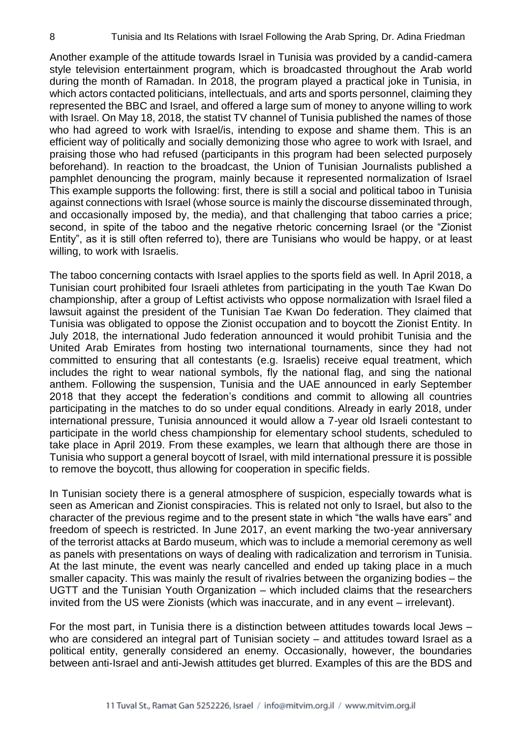Another example of the attitude towards Israel in Tunisia was provided by a candid-camera style television entertainment program, which is broadcasted throughout the Arab world during the month of Ramadan. In 2018, the program played a practical joke in Tunisia, in which actors contacted politicians, intellectuals, and arts and sports personnel, claiming they represented the BBC and Israel, and offered a large sum of money to anyone willing to work with Israel. On May 18, 2018, the statist TV channel of Tunisia published the names of those who had agreed to work with Israel/is, intending to expose and shame them. This is an efficient way of politically and socially demonizing those who agree to work with Israel, and praising those who had refused (participants in this program had been selected purposely beforehand). In reaction to the broadcast, the Union of Tunisian Journalists published a pamphlet denouncing the program, mainly because it represented normalization of Israel This example supports the following: first, there is still a social and political taboo in Tunisia against connections with Israel (whose source is mainly the discourse disseminated through, and occasionally imposed by, the media), and that challenging that taboo carries a price; second, in spite of the taboo and the negative rhetoric concerning Israel (or the "Zionist Entity", as it is still often referred to), there are Tunisians who would be happy, or at least willing, to work with Israelis.

The taboo concerning contacts with Israel applies to the sports field as well. In April 2018, a Tunisian court prohibited four Israeli athletes from participating in the youth Tae Kwan Do championship, after a group of Leftist activists who oppose normalization with Israel filed a lawsuit against the president of the Tunisian Tae Kwan Do federation. They claimed that Tunisia was obligated to oppose the Zionist occupation and to boycott the Zionist Entity. In July 2018, the international Judo federation announced it would prohibit Tunisia and the United Arab Emirates from hosting two international tournaments, since they had not committed to ensuring that all contestants (e.g. Israelis) receive equal treatment, which includes the right to wear national symbols, fly the national flag, and sing the national anthem. Following the suspension, Tunisia and the UAE announced in early September 2018 that they accept the federation's conditions and commit to allowing all countries participating in the matches to do so under equal conditions. Already in early 2018, under international pressure, Tunisia announced it would allow a 7-year old Israeli contestant to participate in the world chess championship for elementary school students, scheduled to take place in April 2019. From these examples, we learn that although there are those in Tunisia who support a general boycott of Israel, with mild international pressure it is possible to remove the boycott, thus allowing for cooperation in specific fields.

In Tunisian society there is a general atmosphere of suspicion, especially towards what is seen as American and Zionist conspiracies. This is related not only to Israel, but also to the character of the previous regime and to the present state in which "the walls have ears" and freedom of speech is restricted. In June 2017, an event marking the two-year anniversary of the terrorist attacks at Bardo museum, which was to include a memorial ceremony as well as panels with presentations on ways of dealing with radicalization and terrorism in Tunisia. At the last minute, the event was nearly cancelled and ended up taking place in a much smaller capacity. This was mainly the result of rivalries between the organizing bodies – the UGTT and the Tunisian Youth Organization – which included claims that the researchers invited from the US were Zionists (which was inaccurate, and in any event – irrelevant).

For the most part, in Tunisia there is a distinction between attitudes towards local Jews – who are considered an integral part of Tunisian society – and attitudes toward Israel as a political entity, generally considered an enemy. Occasionally, however, the boundaries between anti-Israel and anti-Jewish attitudes get blurred. Examples of this are the BDS and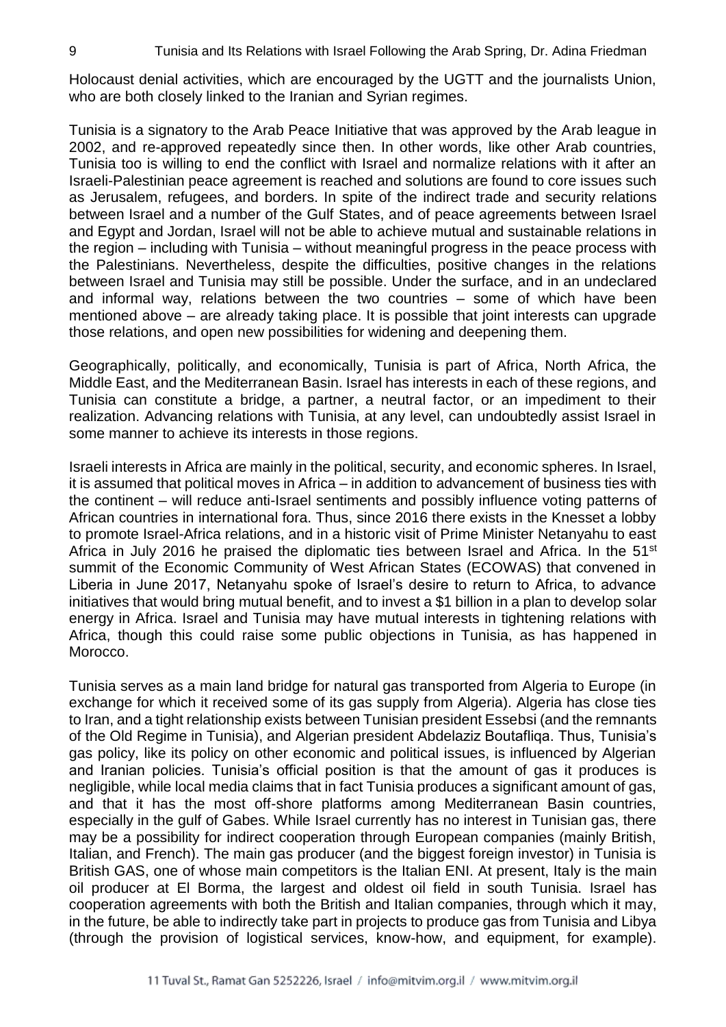Holocaust denial activities, which are encouraged by the UGTT and the journalists Union, who are both closely linked to the Iranian and Syrian regimes.

Tunisia is a signatory to the Arab Peace Initiative that was approved by the Arab league in 2002, and re-approved repeatedly since then. In other words, like other Arab countries, Tunisia too is willing to end the conflict with Israel and normalize relations with it after an Israeli-Palestinian peace agreement is reached and solutions are found to core issues such as Jerusalem, refugees, and borders. In spite of the indirect trade and security relations between Israel and a number of the Gulf States, and of peace agreements between Israel and Egypt and Jordan, Israel will not be able to achieve mutual and sustainable relations in the region – including with Tunisia – without meaningful progress in the peace process with the Palestinians. Nevertheless, despite the difficulties, positive changes in the relations between Israel and Tunisia may still be possible. Under the surface, and in an undeclared and informal way, relations between the two countries – some of which have been mentioned above – are already taking place. It is possible that joint interests can upgrade those relations, and open new possibilities for widening and deepening them.

Geographically, politically, and economically, Tunisia is part of Africa, North Africa, the Middle East, and the Mediterranean Basin. Israel has interests in each of these regions, and Tunisia can constitute a bridge, a partner, a neutral factor, or an impediment to their realization. Advancing relations with Tunisia, at any level, can undoubtedly assist Israel in some manner to achieve its interests in those regions.

Israeli interests in Africa are mainly in the political, security, and economic spheres. In Israel, it is assumed that political moves in Africa – in addition to advancement of business ties with the continent – will reduce anti-Israel sentiments and possibly influence voting patterns of African countries in international fora. Thus, since 2016 there exists in the Knesset a lobby to promote Israel-Africa relations, and in a historic visit of Prime Minister Netanyahu to east Africa in July 2016 he praised the diplomatic ties between Israel and Africa. In the 51st summit of the Economic Community of West African States (ECOWAS) that convened in Liberia in June 2017, Netanyahu spoke of Israel's desire to return to Africa, to advance initiatives that would bring mutual benefit, and to invest a $1 billion in a plan to develop solar energy in Africa. Israel and Tunisia may have mutual interests in tightening relations with Africa, though this could raise some public objections in Tunisia, as has happened in Morocco.

Tunisia serves as a main land bridge for natural gas transported from Algeria to Europe (in exchange for which it received some of its gas supply from Algeria). Algeria has close ties to Iran, and a tight relationship exists between Tunisian president Essebsi (and the remnants of the Old Regime in Tunisia), and Algerian president Abdelaziz Boutafliqa. Thus, Tunisia's gas policy, like its policy on other economic and political issues, is influenced by Algerian and Iranian policies. Tunisia's official position is that the amount of gas it produces is negligible, while local media claims that in fact Tunisia produces a significant amount of gas, and that it has the most off-shore platforms among Mediterranean Basin countries, especially in the gulf of Gabes. While Israel currently has no interest in Tunisian gas, there may be a possibility for indirect cooperation through European companies (mainly British, Italian, and French). The main gas producer (and the biggest foreign investor) in Tunisia is British GAS, one of whose main competitors is the Italian ENI. At present, Italy is the main oil producer at El Borma, the largest and oldest oil field in south Tunisia. Israel has cooperation agreements with both the British and Italian companies, through which it may, in the future, be able to indirectly take part in projects to produce gas from Tunisia and Libya (through the provision of logistical services, know-how, and equipment, for example).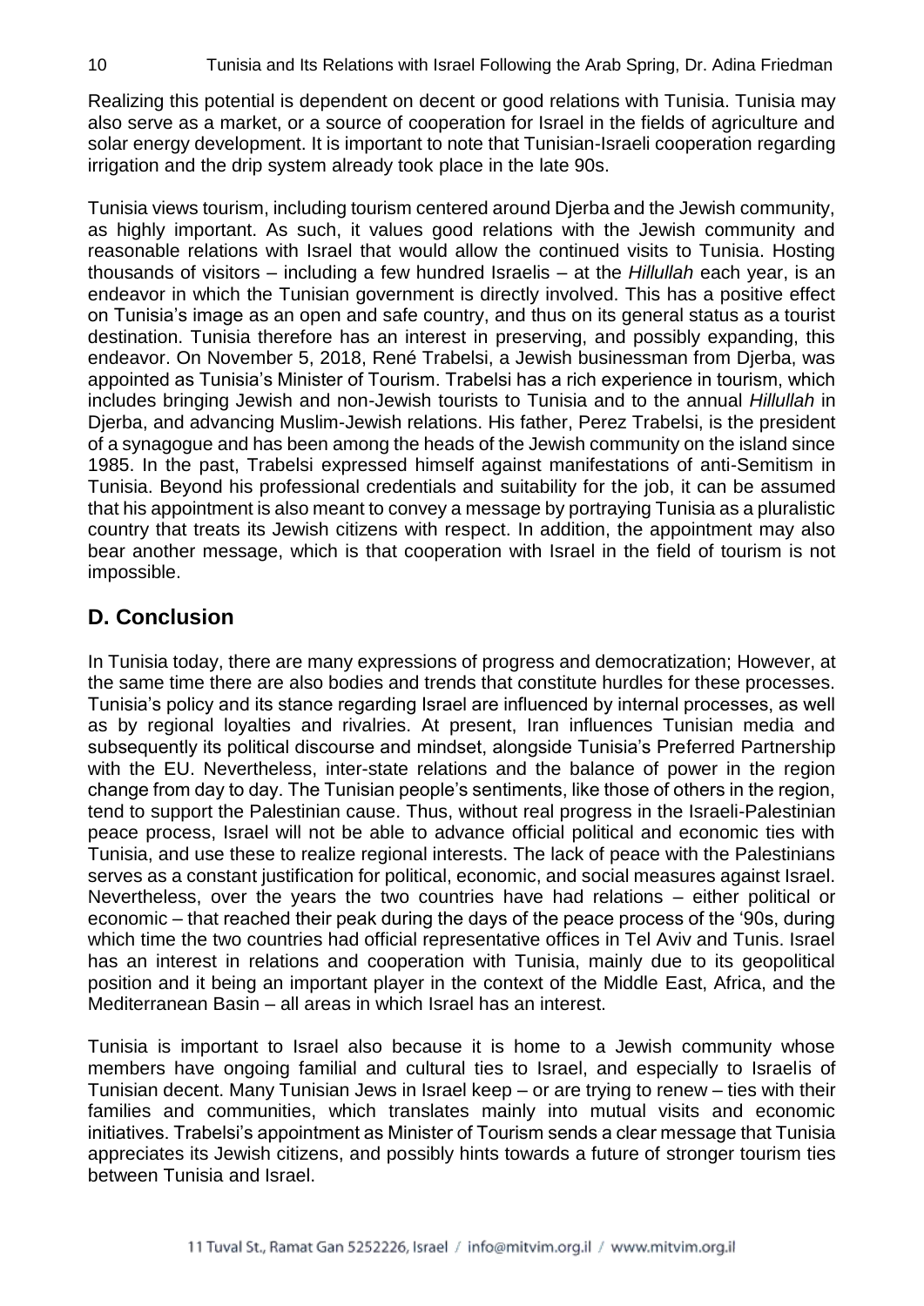Realizing this potential is dependent on decent or good relations with Tunisia. Tunisia may also serve as a market, or a source of cooperation for Israel in the fields of agriculture and solar energy development. It is important to note that Tunisian-Israeli cooperation regarding irrigation and the drip system already took place in the late 90s.

Tunisia views tourism, including tourism centered around Djerba and the Jewish community, as highly important. As such, it values good relations with the Jewish community and reasonable relations with Israel that would allow the continued visits to Tunisia. Hosting thousands of visitors – including a few hundred Israelis – at the *Hillullah* each year, is an endeavor in which the Tunisian government is directly involved. This has a positive effect on Tunisia's image as an open and safe country, and thus on its general status as a tourist destination. Tunisia therefore has an interest in preserving, and possibly expanding, this endeavor. On November 5, 2018, René Trabelsi, a Jewish businessman from Djerba, was appointed as Tunisia's Minister of Tourism. Trabelsi has a rich experience in tourism, which includes bringing Jewish and non-Jewish tourists to Tunisia and to the annual *Hillullah* in Djerba, and advancing Muslim-Jewish relations. His father, Perez Trabelsi, is the president of a synagogue and has been among the heads of the Jewish community on the island since 1985. In the past, Trabelsi expressed himself against manifestations of anti-Semitism in Tunisia. Beyond his professional credentials and suitability for the job, it can be assumed that his appointment is also meant to convey a message by portraying Tunisia as a pluralistic country that treats its Jewish citizens with respect. In addition, the appointment may also bear another message, which is that cooperation with Israel in the field of tourism is not impossible.

## D. Conclusion

In Tunisia today, there are many expressions of progress and democratization; However, at the same time there are also bodies and trends that constitute hurdles for these processes. Tunisia's policy and its stance regarding Israel are influenced by internal processes, as well as by regional loyalties and rivalries. At present, Iran influences Tunisian media and subsequently its political discourse and mindset, alongside Tunisia's Preferred Partnership with the EU. Nevertheless, inter-state relations and the balance of power in the region change from day to day. The Tunisian people's sentiments, like those of others in the region, tend to support the Palestinian cause. Thus, without real progress in the Israeli-Palestinian peace process, Israel will not be able to advance official political and economic ties with Tunisia, and use these to realize regional interests. The lack of peace with the Palestinians serves as a constant justification for political, economic, and social measures against Israel. Nevertheless, over the years the two countries have had relations – either political or economic – that reached their peak during the days of the peace process of the '90s, during which time the two countries had official representative offices in Tel Aviv and Tunis. Israel has an interest in relations and cooperation with Tunisia, mainly due to its geopolitical position and it being an important player in the context of the Middle East, Africa, and the Mediterranean Basin – all areas in which Israel has an interest.

Tunisia is important to Israel also because it is home to a Jewish community whose members have ongoing familial and cultural ties to Israel, and especially to Israelis of Tunisian decent. Many Tunisian Jews in Israel keep – or are trying to renew – ties with their families and communities, which translates mainly into mutual visits and economic initiatives. Trabelsi's appointment as Minister of Tourism sends a clear message that Tunisia appreciates its Jewish citizens, and possibly hints towards a future of stronger tourism ties between Tunisia and Israel.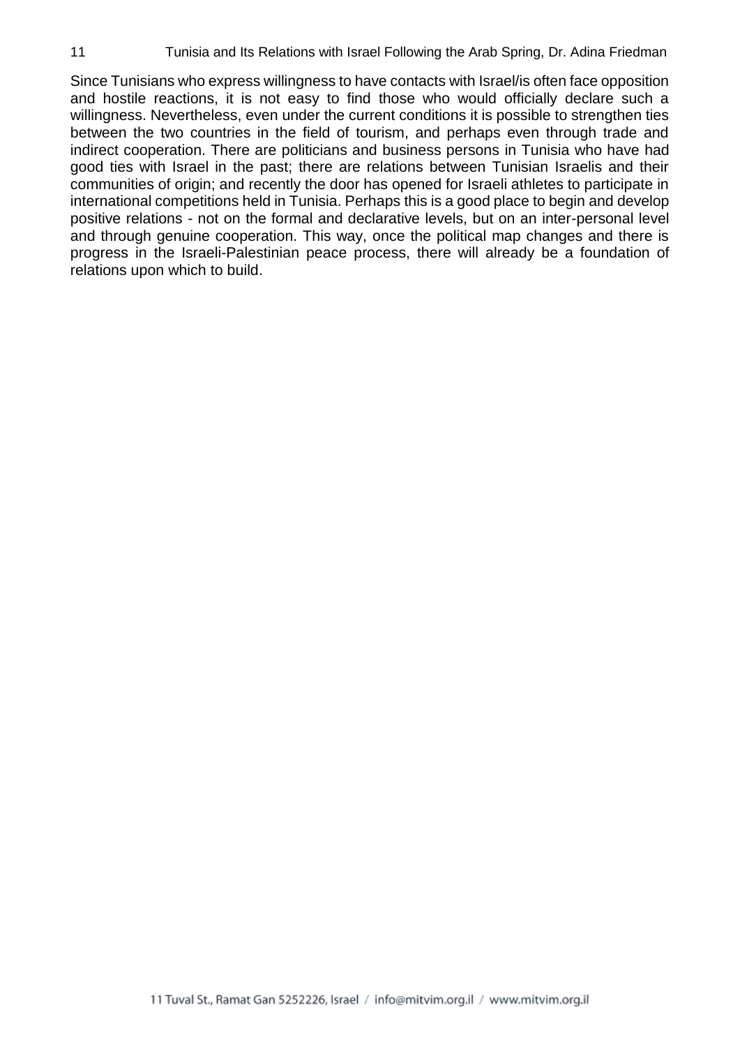Since Tunisians who express willingness to have contacts with Israel/is often face opposition and hostile reactions, it is not easy to find those who would officially declare such a willingness. Nevertheless, even under the current conditions it is possible to strengthen ties between the two countries in the field of tourism, and perhaps even through trade and indirect cooperation. There are politicians and business persons in Tunisia who have had good ties with Israel in the past; there are relations between Tunisian Israelis and their communities of origin; and recently the door has opened for Israeli athletes to participate in international competitions held in Tunisia. Perhaps this is a good place to begin and develop positive relations - not on the formal and declarative levels, but on an inter-personal level and through genuine cooperation. This way, once the political map changes and there is progress in the Israeli-Palestinian peace process, there will already be a foundation of relations upon which to build.